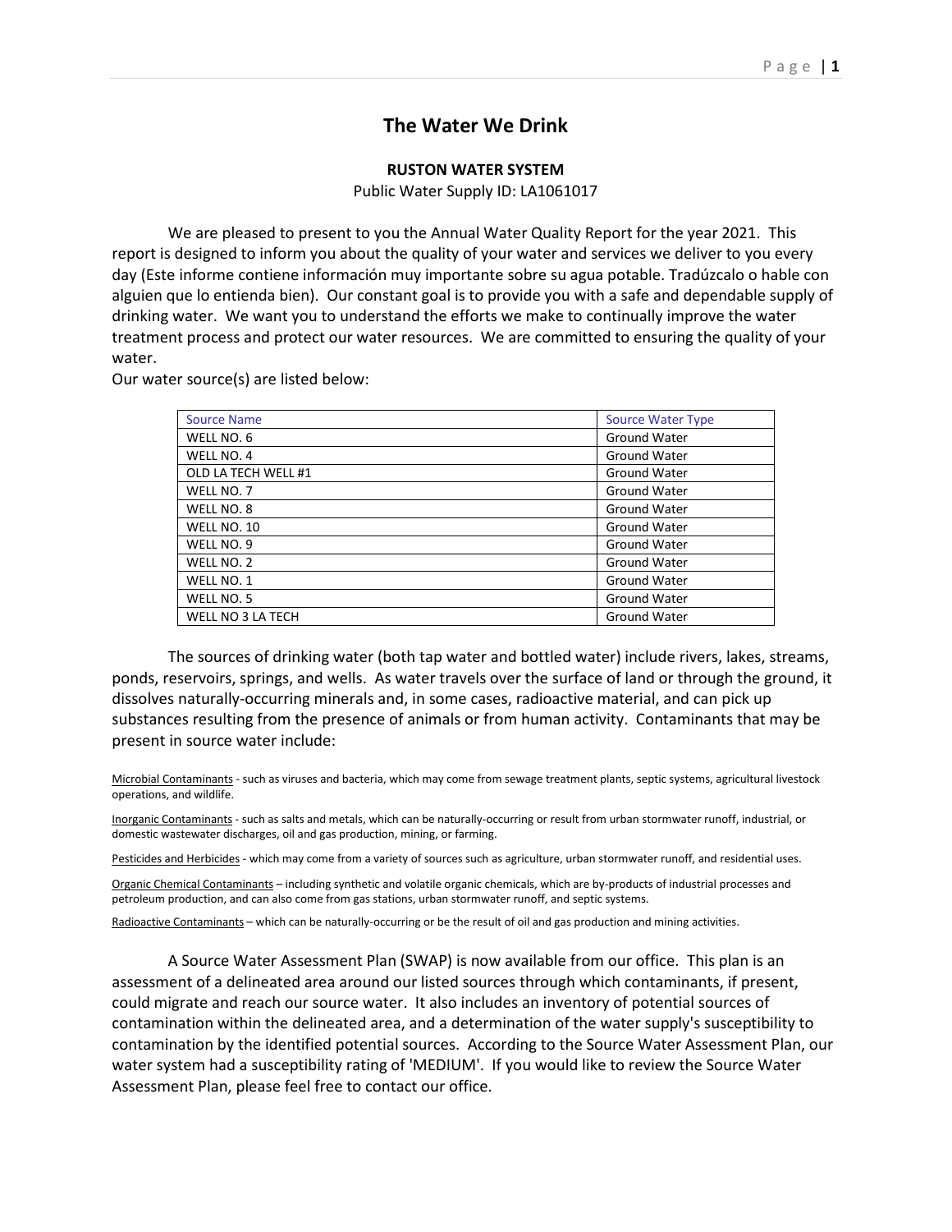# The Water We Drink

**RUSTON WATER SYSTEM**

Public Water Supply ID: LA1061017

We are pleased to present to you the Annual Water Quality Report for the year 2021. This report is designed to inform you about the quality of your water and services we deliver to you every day (Este informe contiene información muy importante sobre su agua potable. Tradúzcalo o hable con alguien que lo entienda bien). Our constant goal is to provide you with a safe and dependable supply of drinking water. We want you to understand the efforts we make to continually improve the water treatment process and protect our water resources. We are committed to ensuring the quality of your water.

Our water source(s) are listed below:

| Source Name | Source Water Type |
| --- | --- |
| WELL NO. 6 | Ground Water |
| WELL NO. 4 | Ground Water |
| OLD LA TECH WELL #1 | Ground Water |
| WELL NO. 7 | Ground Water |
| WELL NO. 8 | Ground Water |
| WELL NO. 10 | Ground Water |
| WELL NO. 9 | Ground Water |
| WELL NO. 2 | Ground Water |
| WELL NO. 1 | Ground Water |
| WELL NO. 5 | Ground Water |
| WELL NO 3 LA TECH | Ground Water |

The sources of drinking water (both tap water and bottled water) include rivers, lakes, streams, ponds, reservoirs, springs, and wells. As water travels over the surface of land or through the ground, it dissolves naturally-occurring minerals and, in some cases, radioactive material, and can pick up substances resulting from the presence of animals or from human activity. Contaminants that may be present in source water include:

Microbial Contaminants - such as viruses and bacteria, which may come from sewage treatment plants, septic systems, agricultural livestock operations, and wildlife.

Inorganic Contaminants - such as salts and metals, which can be naturally-occurring or result from urban stormwater runoff, industrial, or domestic wastewater discharges, oil and gas production, mining, or farming.

Pesticides and Herbicides - which may come from a variety of sources such as agriculture, urban stormwater runoff, and residential uses.

Organic Chemical Contaminants – including synthetic and volatile organic chemicals, which are by-products of industrial processes and petroleum production, and can also come from gas stations, urban stormwater runoff, and septic systems.

Radioactive Contaminants – which can be naturally-occurring or be the result of oil and gas production and mining activities.

A Source Water Assessment Plan (SWAP) is now available from our office. This plan is an assessment of a delineated area around our listed sources through which contaminants, if present, could migrate and reach our source water. It also includes an inventory of potential sources of contamination within the delineated area, and a determination of the water supply's susceptibility to contamination by the identified potential sources. According to the Source Water Assessment Plan, our water system had a susceptibility rating of 'MEDIUM'. If you would like to review the Source Water Assessment Plan, please feel free to contact our office.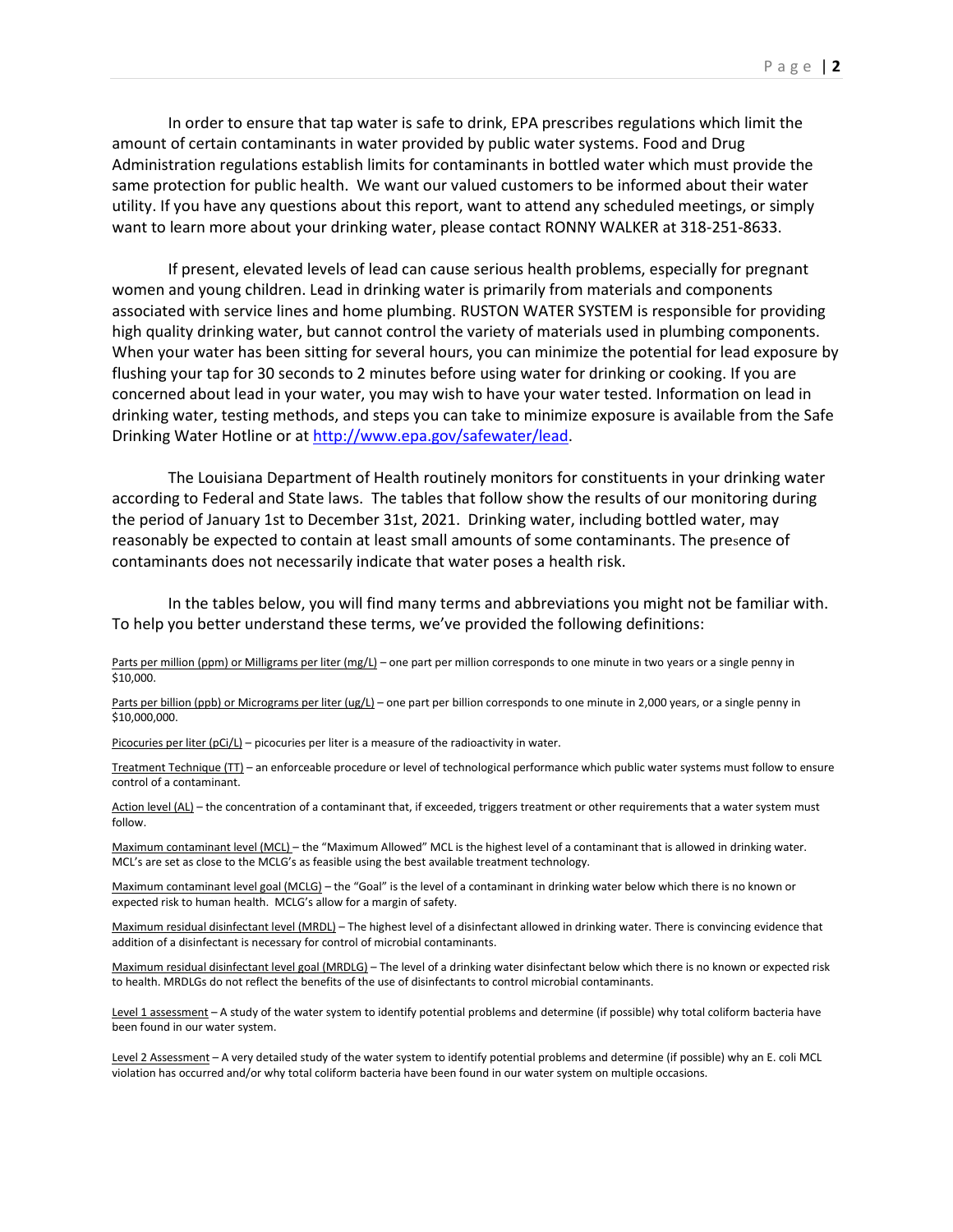In order to ensure that tap water is safe to drink, EPA prescribes regulations which limit the amount of certain contaminants in water provided by public water systems. Food and Drug Administration regulations establish limits for contaminants in bottled water which must provide the same protection for public health. We want our valued customers to be informed about their water utility. If you have any questions about this report, want to attend any scheduled meetings, or simply want to learn more about your drinking water, please contact RONNY WALKER at 318-251-8633.

If present, elevated levels of lead can cause serious health problems, especially for pregnant women and young children. Lead in drinking water is primarily from materials and components associated with service lines and home plumbing. RUSTON WATER SYSTEM is responsible for providing high quality drinking water, but cannot control the variety of materials used in plumbing components. When your water has been sitting for several hours, you can minimize the potential for lead exposure by flushing your tap for 30 seconds to 2 minutes before using water for drinking or cooking. If you are concerned about lead in your water, you may wish to have your water tested. Information on lead in drinking water, testing methods, and steps you can take to minimize exposure is available from the Safe Drinking Water Hotline or at http://www.epa.gov/safewater/lead.

The Louisiana Department of Health routinely monitors for constituents in your drinking water according to Federal and State laws. The tables that follow show the results of our monitoring during the period of January 1st to December 31st, 2021. Drinking water, including bottled water, may reasonably be expected to contain at least small amounts of some contaminants. The presence of contaminants does not necessarily indicate that water poses a health risk.

In the tables below, you will find many terms and abbreviations you might not be familiar with. To help you better understand these terms, we've provided the following definitions:

Parts per million (ppm) or Milligrams per liter (mg/L) – one part per million corresponds to one minute in two years or a single penny in $10,000.

Parts per billion (ppb) or Micrograms per liter (ug/L) – one part per billion corresponds to one minute in 2,000 years, or a single penny in $10,000,000.

Picocuries per liter (pCi/L) – picocuries per liter is a measure of the radioactivity in water.

Treatment Technique (TT) – an enforceable procedure or level of technological performance which public water systems must follow to ensure control of a contaminant.

Action level (AL) – the concentration of a contaminant that, if exceeded, triggers treatment or other requirements that a water system must follow.

Maximum contaminant level (MCL) – the "Maximum Allowed" MCL is the highest level of a contaminant that is allowed in drinking water. MCL's are set as close to the MCLG's as feasible using the best available treatment technology.

Maximum contaminant level goal (MCLG) – the "Goal" is the level of a contaminant in drinking water below which there is no known or expected risk to human health. MCLG's allow for a margin of safety.

Maximum residual disinfectant level (MRDL) – The highest level of a disinfectant allowed in drinking water. There is convincing evidence that addition of a disinfectant is necessary for control of microbial contaminants.

Maximum residual disinfectant level goal (MRDLG) – The level of a drinking water disinfectant below which there is no known or expected risk to health. MRDLGs do not reflect the benefits of the use of disinfectants to control microbial contaminants.

Level 1 assessment – A study of the water system to identify potential problems and determine (if possible) why total coliform bacteria have been found in our water system.

Level 2 Assessment – A very detailed study of the water system to identify potential problems and determine (if possible) why an E. coli MCL violation has occurred and/or why total coliform bacteria have been found in our water system on multiple occasions.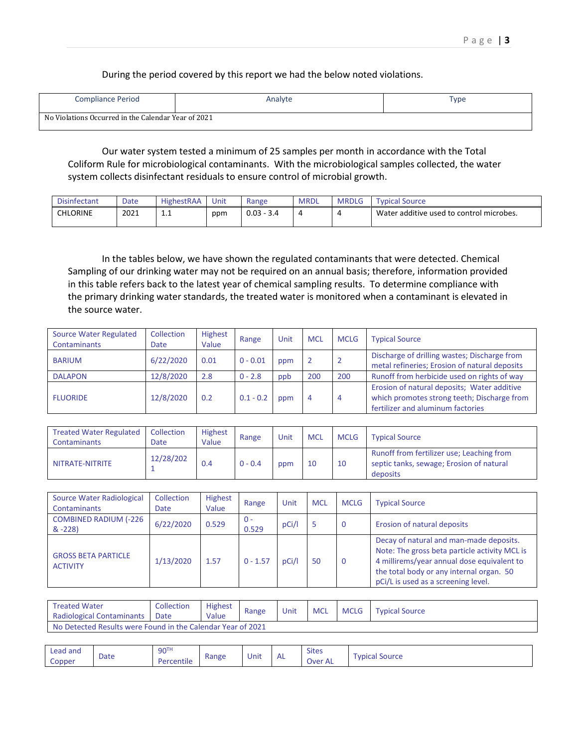During the period covered by this report we had the below noted violations.

| Compliance Period | Analyte | Type |
|---|---|---|
| No Violations Occurred in the Calendar Year of 2021 | | |

Our water system tested a minimum of 25 samples per month in accordance with the Total Coliform Rule for microbiological contaminants. With the microbiological samples collected, the water system collects disinfectant residuals to ensure control of microbial growth.

| Disinfectant | Date | HighestRAA | Unit | Range | MRDL | MRDLG | Typical Source |
|---|---|---|---|---|---|---|---|
| CHLORINE | 2021 | 1.1 | ppm | 0.03 - 3.4 | 4 | 4 | Water additive used to control microbes. |

In the tables below, we have shown the regulated contaminants that were detected. Chemical Sampling of our drinking water may not be required on an annual basis; therefore, information provided in this table refers back to the latest year of chemical sampling results. To determine compliance with the primary drinking water standards, the treated water is monitored when a contaminant is elevated in the source water.

| Source Water Regulated Contaminants | Collection Date | Highest Value | Range | Unit | MCL | MCLG | Typical Source |
|---|---|---|---|---|---|---|---|
| BARIUM | 6/22/2020 | 0.01 | 0 - 0.01 | ppm | 2 | 2 | Discharge of drilling wastes; Discharge from metal refineries; Erosion of natural deposits |
| DALAPON | 12/8/2020 | 2.8 | 0 - 2.8 | ppb | 200 | 200 | Runoff from herbicide used on rights of way |
| FLUORIDE | 12/8/2020 | 0.2 | 0.1 - 0.2 | ppm | 4 | 4 | Erosion of natural deposits; Water additive which promotes strong teeth; Discharge from fertilizer and aluminum factories |

| Treated Water Regulated Contaminants | Collection Date | Highest Value | Range | Unit | MCL | MCLG | Typical Source |
|---|---|---|---|---|---|---|---|
| NITRATE-NITRITE | 12/28/2021 | 0.4 | 0 - 0.4 | ppm | 10 | 10 | Runoff from fertilizer use; Leaching from septic tanks, sewage; Erosion of natural deposits |

| Source Water Radiological Contaminants | Collection Date | Highest Value | Range | Unit | MCL | MCLG | Typical Source |
|---|---|---|---|---|---|---|---|
| COMBINED RADIUM (-226 & -228) | 6/22/2020 | 0.529 | 0 - 0.529 | pCi/l | 5 | 0 | Erosion of natural deposits |
| GROSS BETA PARTICLE ACTIVITY | 1/13/2020 | 1.57 | 0 - 1.57 | pCi/l | 50 | 0 | Decay of natural and man-made deposits. Note: The gross beta particle activity MCL is 4 millirems/year annual dose equivalent to the total body or any internal organ. 50 pCi/L is used as a screening level. |

| Treated Water Radiological Contaminants | Collection Date | Highest Value | Range | Unit | MCL | MCLG | Typical Source |
|---|---|---|---|---|---|---|---|
| No Detected Results were Found in the Calendar Year of 2021 | | | | | | | |

| Lead and Copper | Date | 90TH Percentile | Range | Unit | AL | Sites Over AL | Typical Source |
|---|---|---|---|---|---|---|---|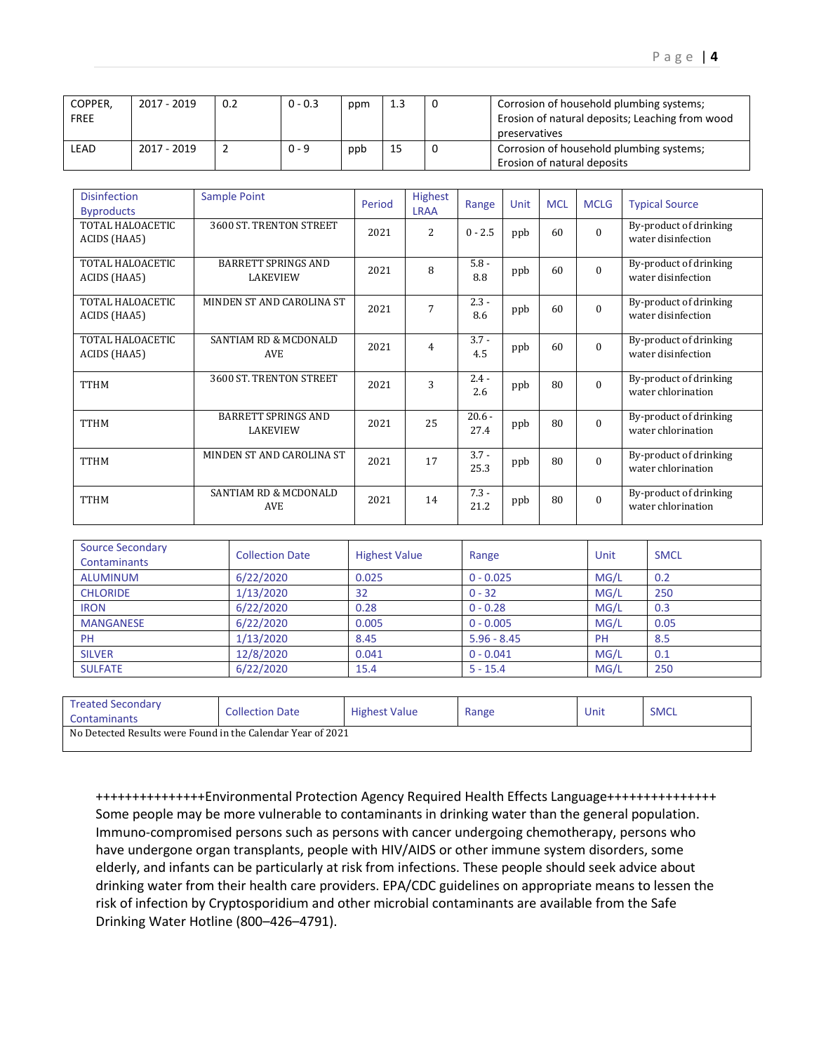| COPPER, FREE | 2017 - 2019 | 0.2 | 0 - 0.3 | ppm | 1.3 | 0 | Corrosion of household plumbing systems; Erosion of natural deposits; Leaching from wood preservatives |
|---|---|---|---|---|---|---|---|
| LEAD | 2017 - 2019 | 2 | 0 - 9 | ppb | 15 | 0 | Corrosion of household plumbing systems; Erosion of natural deposits |

| Disinfection Byproducts | Sample Point | Period | Highest LRAA | Range | Unit | MCL | MCLG | Typical Source |
|---|---|---|---|---|---|---|---|---|
| TOTAL HALOACETIC ACIDS (HAA5) | 3600 ST. TRENTON STREET | 2021 | 2 | 0 - 2.5 | ppb | 60 | 0 | By-product of drinking water disinfection |
| TOTAL HALOACETIC ACIDS (HAA5) | BARRETT SPRINGS AND LAKEVIEW | 2021 | 8 | 5.8 - 8.8 | ppb | 60 | 0 | By-product of drinking water disinfection |
| TOTAL HALOACETIC ACIDS (HAA5) | MINDEN ST AND CAROLINA ST | 2021 | 7 | 2.3 - 8.6 | ppb | 60 | 0 | By-product of drinking water disinfection |
| TOTAL HALOACETIC ACIDS (HAA5) | SANTIAM RD & MCDONALD AVE | 2021 | 4 | 3.7 - 4.5 | ppb | 60 | 0 | By-product of drinking water disinfection |
| TTHM | 3600 ST. TRENTON STREET | 2021 | 3 | 2.4 - 2.6 | ppb | 80 | 0 | By-product of drinking water chlorination |
| TTHM | BARRETT SPRINGS AND LAKEVIEW | 2021 | 25 | 20.6 - 27.4 | ppb | 80 | 0 | By-product of drinking water chlorination |
| TTHM | MINDEN ST AND CAROLINA ST | 2021 | 17 | 3.7 - 25.3 | ppb | 80 | 0 | By-product of drinking water chlorination |
| TTHM | SANTIAM RD & MCDONALD AVE | 2021 | 14 | 7.3 - 21.2 | ppb | 80 | 0 | By-product of drinking water chlorination |

| Source Secondary Contaminants | Collection Date | Highest Value | Range | Unit | SMCL |
|---|---|---|---|---|---|
| ALUMINUM | 6/22/2020 | 0.025 | 0 - 0.025 | MG/L | 0.2 |
| CHLORIDE | 1/13/2020 | 32 | 0 - 32 | MG/L | 250 |
| IRON | 6/22/2020 | 0.28 | 0 - 0.28 | MG/L | 0.3 |
| MANGANESE | 6/22/2020 | 0.005 | 0 - 0.005 | MG/L | 0.05 |
| PH | 1/13/2020 | 8.45 | 5.96 - 8.45 | PH | 8.5 |
| SILVER | 12/8/2020 | 0.041 | 0 - 0.041 | MG/L | 0.1 |
| SULFATE | 6/22/2020 | 15.4 | 5 - 15.4 | MG/L | 250 |

| Treated Secondary Contaminants | Collection Date | Highest Value | Range | Unit | SMCL |
|---|---|---|---|---|---|
| No Detected Results were Found in the Calendar Year of 2021 | | | | | |

+++++++++++++++Environmental Protection Agency Required Health Effects Language+++++++++++++++
Some people may be more vulnerable to contaminants in drinking water than the general population. Immuno-compromised persons such as persons with cancer undergoing chemotherapy, persons who have undergone organ transplants, people with HIV/AIDS or other immune system disorders, some elderly, and infants can be particularly at risk from infections. These people should seek advice about drinking water from their health care providers. EPA/CDC guidelines on appropriate means to lessen the risk of infection by Cryptosporidium and other microbial contaminants are available from the Safe Drinking Water Hotline (800–426–4791).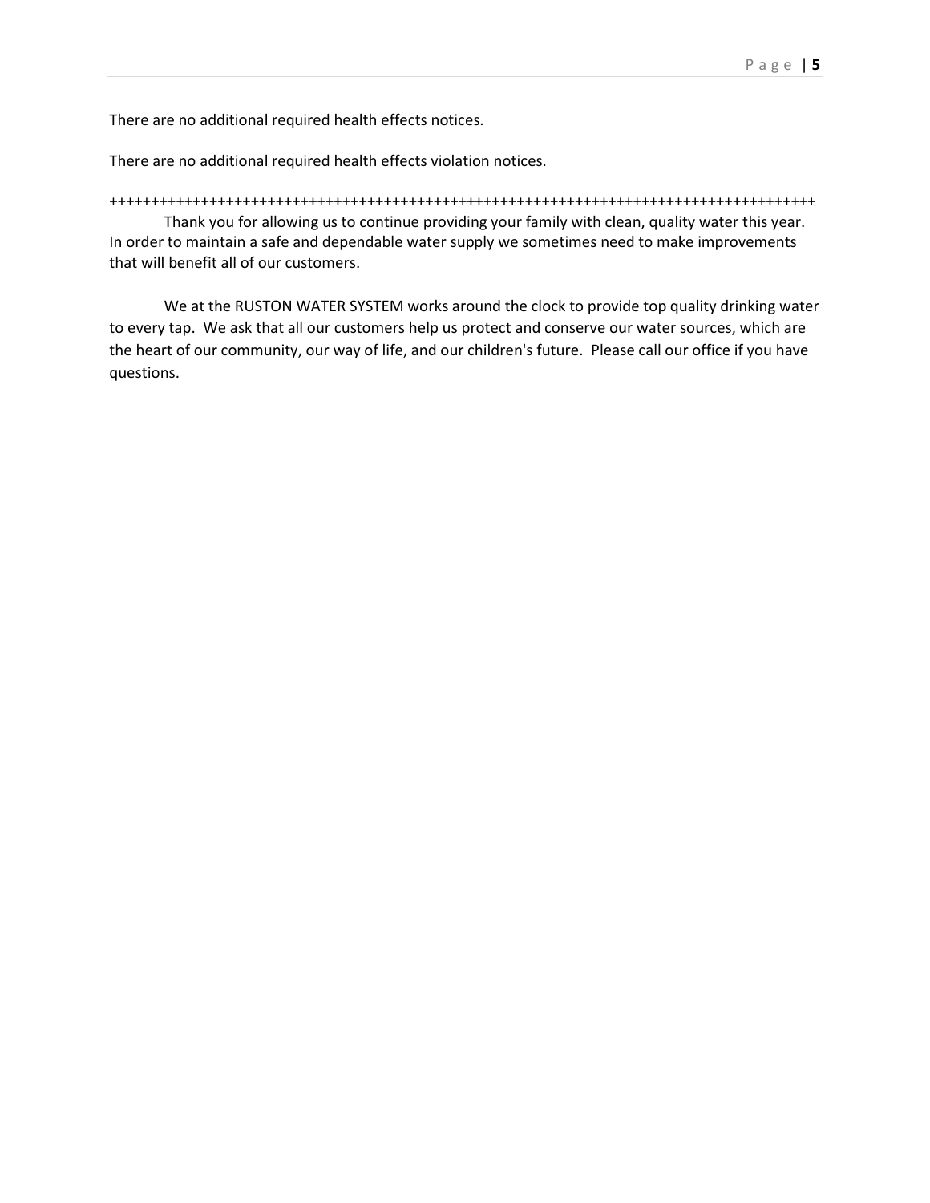There are no additional required health effects notices.

There are no additional required health effects violation notices.

++++++++++++++++++++++++++++++++++++++++++++++++++++++++++++++++++++++++++++++++++++

Thank you for allowing us to continue providing your family with clean, quality water this year. In order to maintain a safe and dependable water supply we sometimes need to make improvements that will benefit all of our customers.

We at the RUSTON WATER SYSTEM works around the clock to provide top quality drinking water to every tap. We ask that all our customers help us protect and conserve our water sources, which are the heart of our community, our way of life, and our children's future. Please call our office if you have questions.